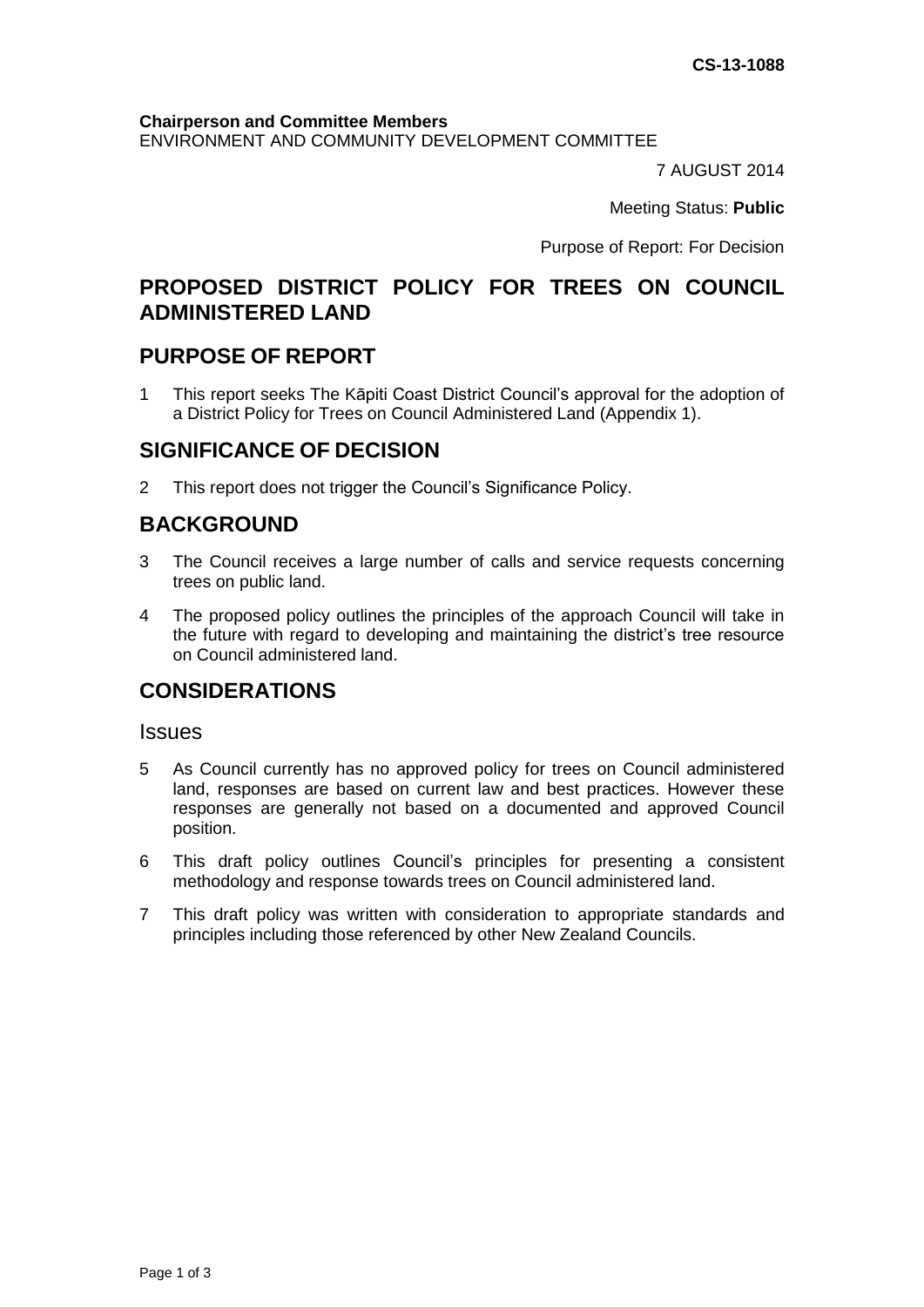**CS-13-1088**

**Chairperson and Committee Members**
ENVIRONMENT AND COMMUNITY DEVELOPMENT COMMITTEE

7 AUGUST 2014

Meeting Status: **Public**

Purpose of Report: For Decision

# PROPOSED DISTRICT POLICY FOR TREES ON COUNCIL ADMINISTERED LAND

## PURPOSE OF REPORT

1 This report seeks The Kāpiti Coast District Council's approval for the adoption of a District Policy for Trees on Council Administered Land (Appendix 1).

## SIGNIFICANCE OF DECISION

2 This report does not trigger the Council's Significance Policy.

## BACKGROUND

3 The Council receives a large number of calls and service requests concerning trees on public land.

4 The proposed policy outlines the principles of the approach Council will take in the future with regard to developing and maintaining the district's tree resource on Council administered land.

## CONSIDERATIONS

### Issues

5 As Council currently has no approved policy for trees on Council administered land, responses are based on current law and best practices. However these responses are generally not based on a documented and approved Council position.

6 This draft policy outlines Council's principles for presenting a consistent methodology and response towards trees on Council administered land.

7 This draft policy was written with consideration to appropriate standards and principles including those referenced by other New Zealand Councils.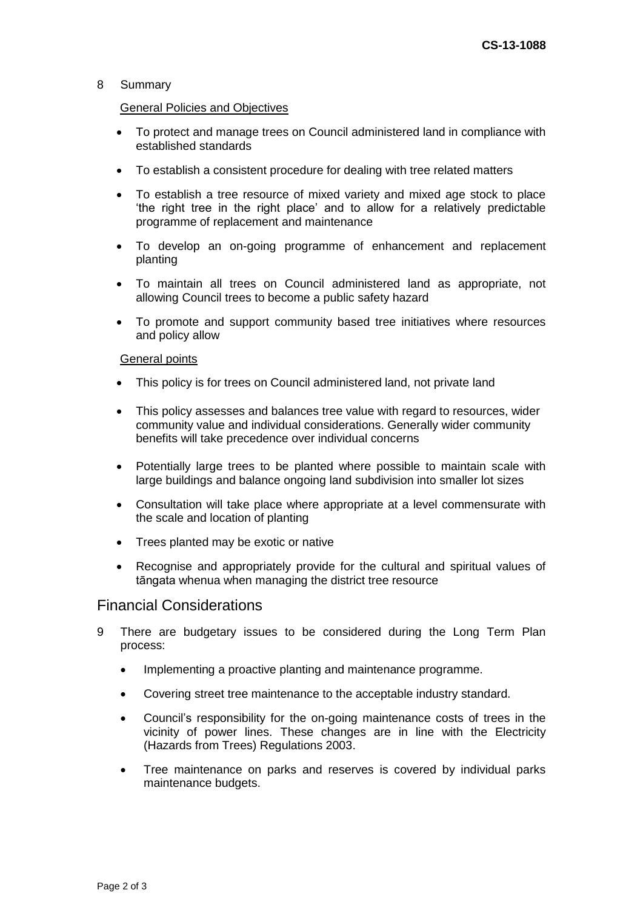8 Summary

General Policies and Objectives

- To protect and manage trees on Council administered land in compliance with established standards
- To establish a consistent procedure for dealing with tree related matters
- To establish a tree resource of mixed variety and mixed age stock to place 'the right tree in the right place' and to allow for a relatively predictable programme of replacement and maintenance
- To develop an on-going programme of enhancement and replacement planting
- To maintain all trees on Council administered land as appropriate, not allowing Council trees to become a public safety hazard
- To promote and support community based tree initiatives where resources and policy allow

General points

- This policy is for trees on Council administered land, not private land
- This policy assesses and balances tree value with regard to resources, wider community value and individual considerations. Generally wider community benefits will take precedence over individual concerns
- Potentially large trees to be planted where possible to maintain scale with large buildings and balance ongoing land subdivision into smaller lot sizes
- Consultation will take place where appropriate at a level commensurate with the scale and location of planting
- Trees planted may be exotic or native
- Recognise and appropriately provide for the cultural and spiritual values of tāngata whenua when managing the district tree resource

## Financial Considerations

9 There are budgetary issues to be considered during the Long Term Plan process:

- Implementing a proactive planting and maintenance programme.
- Covering street tree maintenance to the acceptable industry standard.
- Council's responsibility for the on-going maintenance costs of trees in the vicinity of power lines. These changes are in line with the Electricity (Hazards from Trees) Regulations 2003.
- Tree maintenance on parks and reserves is covered by individual parks maintenance budgets.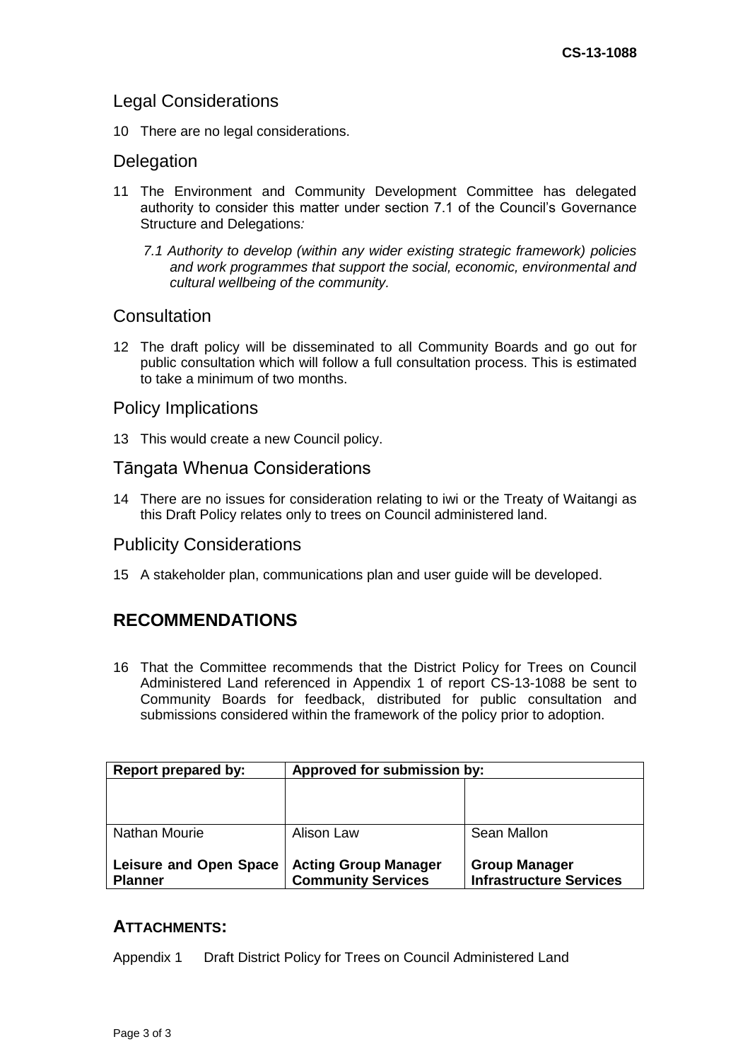## Legal Considerations

10 There are no legal considerations.

## Delegation

11 The Environment and Community Development Committee has delegated authority to consider this matter under section 7.1 of the Council's Governance Structure and Delegations*:*

*7.1 Authority to develop (within any wider existing strategic framework) policies and work programmes that support the social, economic, environmental and cultural wellbeing of the community.*

## Consultation

12 The draft policy will be disseminated to all Community Boards and go out for public consultation which will follow a full consultation process. This is estimated to take a minimum of two months.

## Policy Implications

13 This would create a new Council policy.

## Tāngata Whenua Considerations

14 There are no issues for consideration relating to iwi or the Treaty of Waitangi as this Draft Policy relates only to trees on Council administered land.

## Publicity Considerations

15 A stakeholder plan, communications plan and user guide will be developed.

# RECOMMENDATIONS

16 That the Committee recommends that the District Policy for Trees on Council Administered Land referenced in Appendix 1 of report CS-13-1088 be sent to Community Boards for feedback, distributed for public consultation and submissions considered within the framework of the policy prior to adoption.

| Report prepared by: | Approved for submission by: | |
|---|---|---|
| | | |
| Nathan Mourie | Alison Law | Sean Mallon |
| **Leisure and Open Space Planner** | **Acting Group Manager Community Services** | **Group Manager Infrastructure Services** |

## ATTACHMENTS:

Appendix 1 Draft District Policy for Trees on Council Administered Land